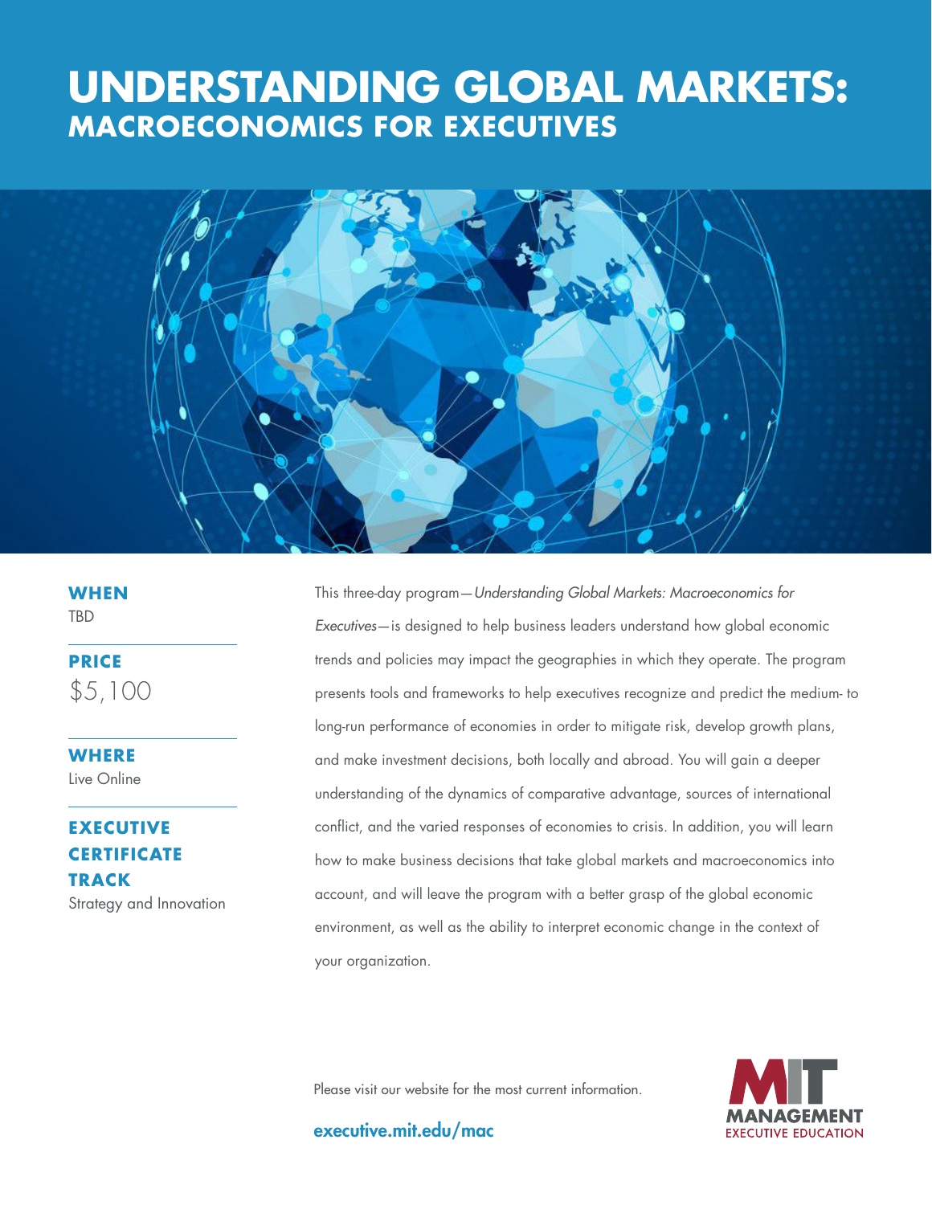# UNDERSTANDING GLOBAL MARKETS:
## MACROECONOMICS FOR EXECUTIVES

**WHEN**
TBD

**PRICE**
$5,100

**WHERE**
Live Online

**EXECUTIVE CERTIFICATE TRACK**
Strategy and Innovation

This three-day program—*Understanding Global Markets: Macroeconomics for Executives*—is designed to help business leaders understand how global economic trends and policies may impact the geographies in which they operate. The program presents tools and frameworks to help executives recognize and predict the medium- to long-run performance of economies in order to mitigate risk, develop growth plans, and make investment decisions, both locally and abroad. You will gain a deeper understanding of the dynamics of comparative advantage, sources of international conflict, and the varied responses of economies to crisis. In addition, you will learn how to make business decisions that take global markets and macroeconomics into account, and will leave the program with a better grasp of the global economic environment, as well as the ability to interpret economic change in the context of your organization.

Please visit our website for the most current information.

**executive.mit.edu/mac**

MIT MANAGEMENT EXECUTIVE EDUCATION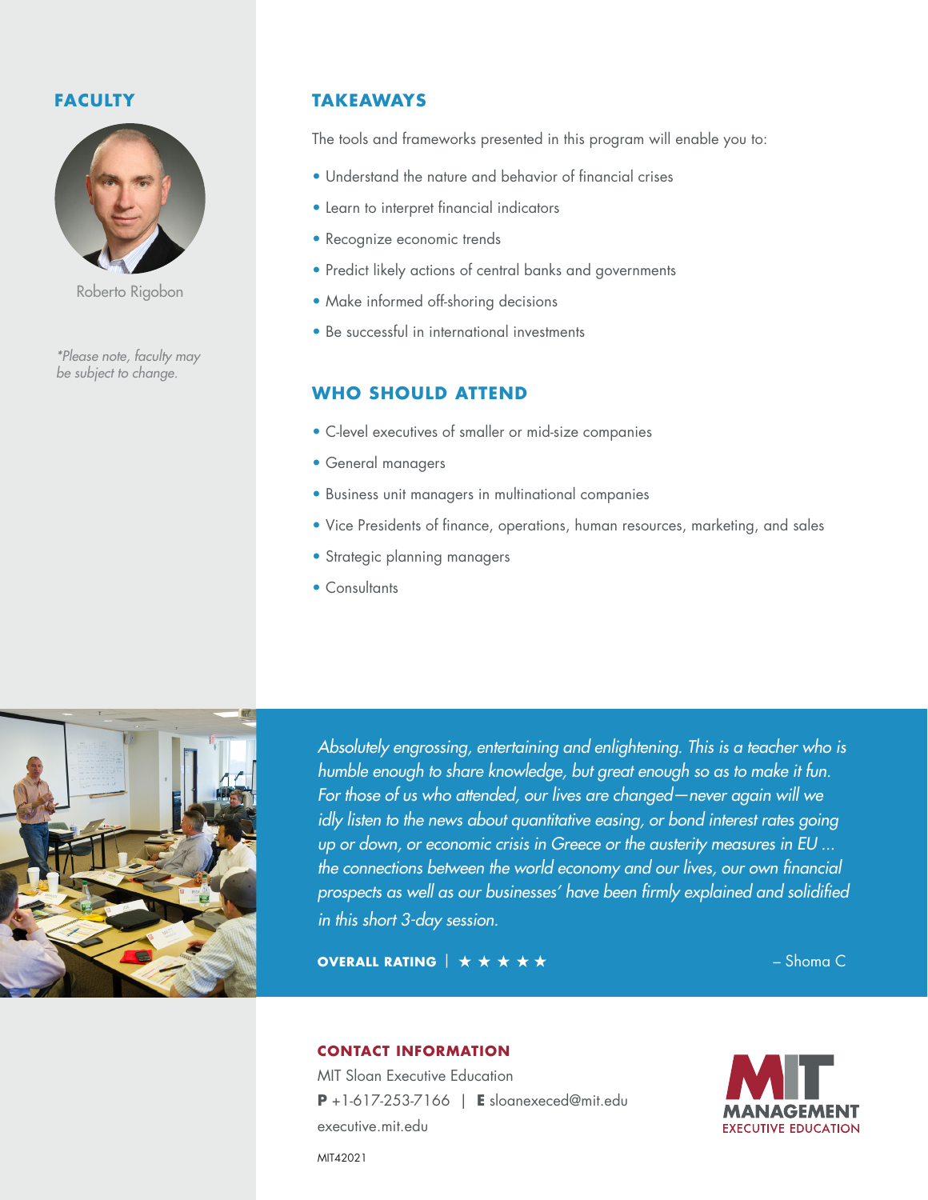## FACULTY

Roberto Rigobon

*\*Please note, faculty may be subject to change.*

## TAKEAWAYS

The tools and frameworks presented in this program will enable you to:

- Understand the nature and behavior of financial crises
- Learn to interpret financial indicators
- Recognize economic trends
- Predict likely actions of central banks and governments
- Make informed off-shoring decisions
- Be successful in international investments

## WHO SHOULD ATTEND

- C-level executives of smaller or mid-size companies
- General managers
- Business unit managers in multinational companies
- Vice Presidents of finance, operations, human resources, marketing, and sales
- Strategic planning managers
- Consultants

*Absolutely engrossing, entertaining and enlightening. This is a teacher who is humble enough to share knowledge, but great enough so as to make it fun. For those of us who attended, our lives are changed—never again will we idly listen to the news about quantitative easing, or bond interest rates going up or down, or economic crisis in Greece or the austerity measures in EU ... the connections between the world economy and our lives, our own financial prospects as well as our businesses' have been firmly explained and solidified in this short 3-day session.*

**OVERALL RATING** | ★ ★ ★ ★ ★

– Shoma C

## CONTACT INFORMATION

MIT Sloan Executive Education

**P** +1-617-253-7166 | **E** sloanexeced@mit.edu

executive.mit.edu

MIT MANAGEMENT EXECUTIVE EDUCATION

MIT42021